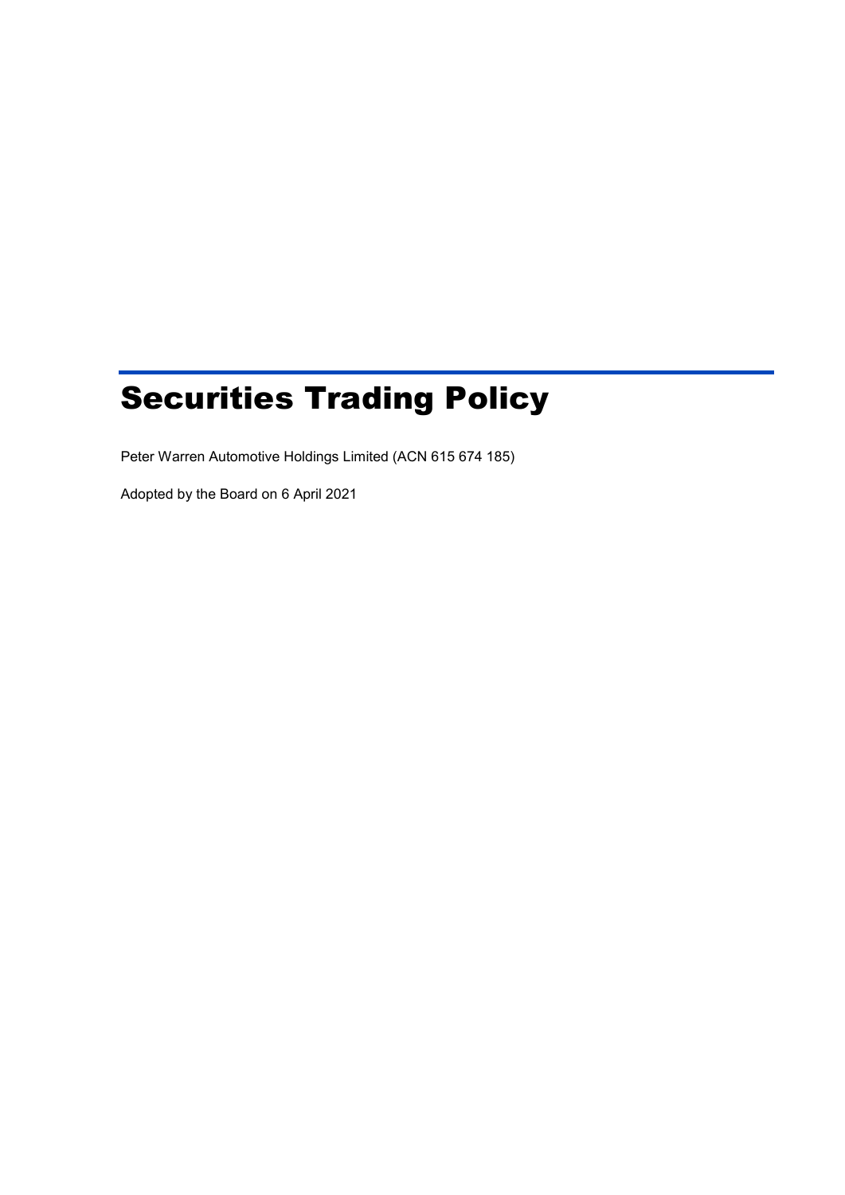# Securities Trading Policy

Peter Warren Automotive Holdings Limited (ACN 615 674 185)

Adopted by the Board on 6 April 2021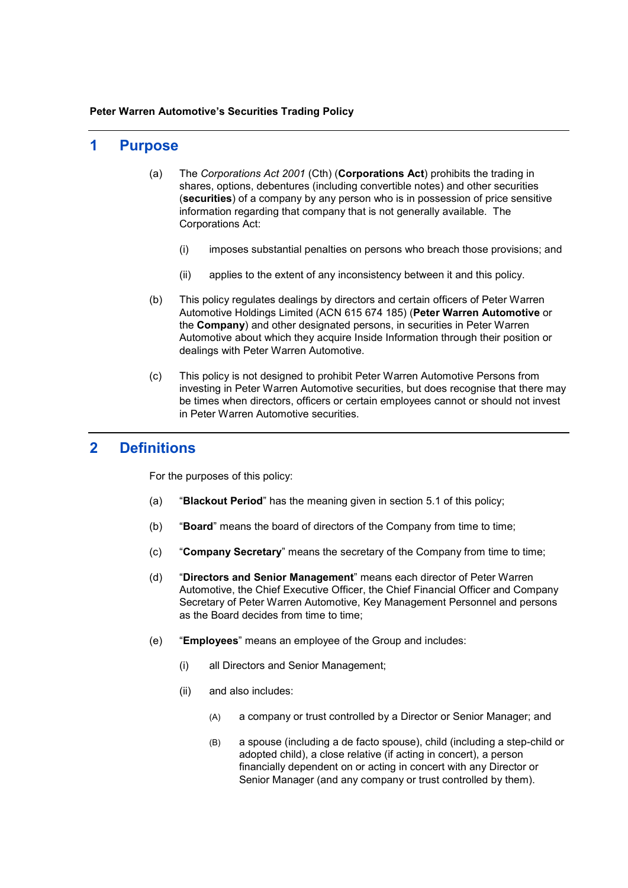**Peter Warren Automotive's Securities Trading Policy**

## 1 Purpose

(a) The *Corporations Act 2001* (Cth) (**Corporations Act**) prohibits the trading in shares, options, debentures (including convertible notes) and other securities (**securities**) of a company by any person who is in possession of price sensitive information regarding that company that is not generally available. The Corporations Act:

(i) imposes substantial penalties on persons who breach those provisions; and

(ii) applies to the extent of any inconsistency between it and this policy.

(b) This policy regulates dealings by directors and certain officers of Peter Warren Automotive Holdings Limited (ACN 615 674 185) (**Peter Warren Automotive** or the **Company**) and other designated persons, in securities in Peter Warren Automotive about which they acquire Inside Information through their position or dealings with Peter Warren Automotive.

(c) This policy is not designed to prohibit Peter Warren Automotive Persons from investing in Peter Warren Automotive securities, but does recognise that there may be times when directors, officers or certain employees cannot or should not invest in Peter Warren Automotive securities.

## 2 Definitions

For the purposes of this policy:

(a) "**Blackout Period**" has the meaning given in section 5.1 of this policy;

(b) "**Board**" means the board of directors of the Company from time to time;

(c) "**Company Secretary**" means the secretary of the Company from time to time;

(d) "**Directors and Senior Management**" means each director of Peter Warren Automotive, the Chief Executive Officer, the Chief Financial Officer and Company Secretary of Peter Warren Automotive, Key Management Personnel and persons as the Board decides from time to time;

(e) "**Employees**" means an employee of the Group and includes:

(i) all Directors and Senior Management;

(ii) and also includes:

(A) a company or trust controlled by a Director or Senior Manager; and

(B) a spouse (including a de facto spouse), child (including a step-child or adopted child), a close relative (if acting in concert), a person financially dependent on or acting in concert with any Director or Senior Manager (and any company or trust controlled by them).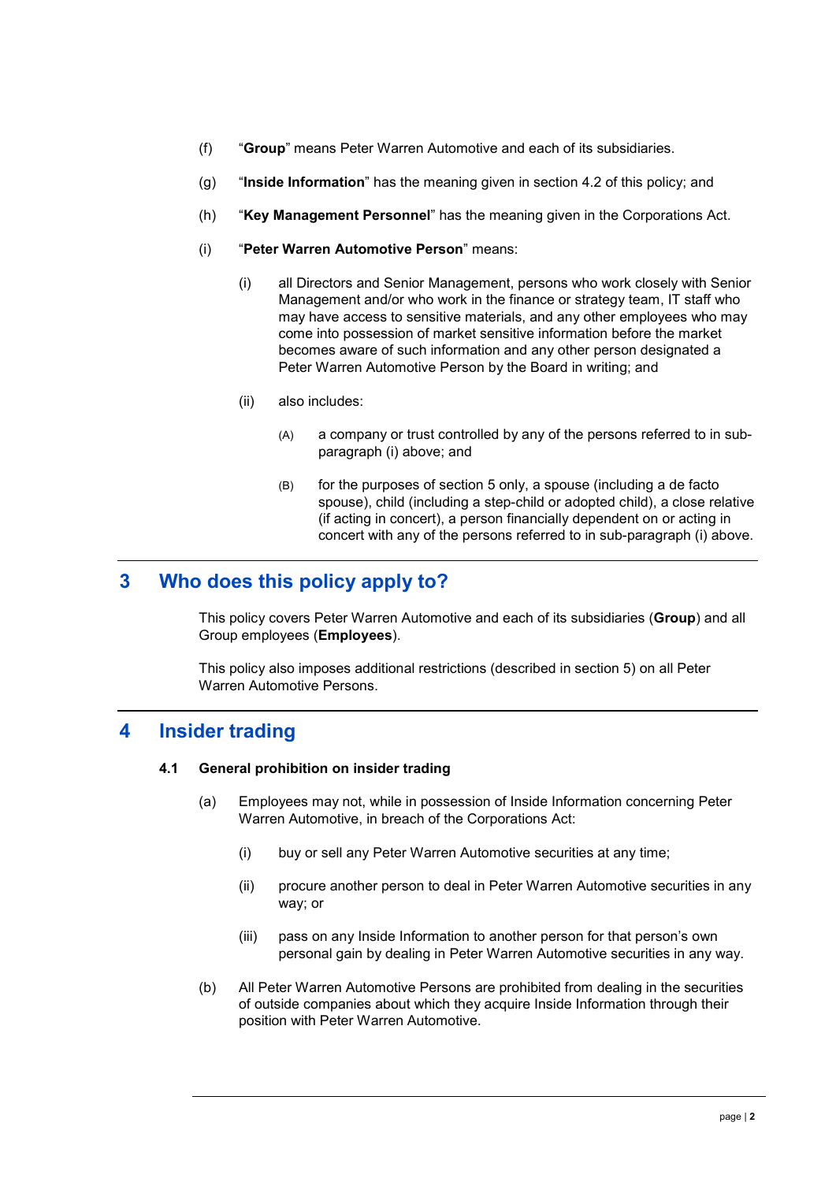(f) "**Group**" means Peter Warren Automotive and each of its subsidiaries.

(g) "**Inside Information**" has the meaning given in section 4.2 of this policy; and

(h) "**Key Management Personnel**" has the meaning given in the Corporations Act.

(i) "**Peter Warren Automotive Person**" means:

  (i) all Directors and Senior Management, persons who work closely with Senior Management and/or who work in the finance or strategy team, IT staff who may have access to sensitive materials, and any other employees who may come into possession of market sensitive information before the market becomes aware of such information and any other person designated a Peter Warren Automotive Person by the Board in writing; and

  (ii) also includes:

    (A) a company or trust controlled by any of the persons referred to in sub-paragraph (i) above; and

    (B) for the purposes of section 5 only, a spouse (including a de facto spouse), child (including a step-child or adopted child), a close relative (if acting in concert), a person financially dependent on or acting in concert with any of the persons referred to in sub-paragraph (i) above.

## 3 Who does this policy apply to?

This policy covers Peter Warren Automotive and each of its subsidiaries (**Group**) and all Group employees (**Employees**).

This policy also imposes additional restrictions (described in section 5) on all Peter Warren Automotive Persons.

## 4 Insider trading

### 4.1 General prohibition on insider trading

(a) Employees may not, while in possession of Inside Information concerning Peter Warren Automotive, in breach of the Corporations Act:

  (i) buy or sell any Peter Warren Automotive securities at any time;

  (ii) procure another person to deal in Peter Warren Automotive securities in any way; or

  (iii) pass on any Inside Information to another person for that person's own personal gain by dealing in Peter Warren Automotive securities in any way.

(b) All Peter Warren Automotive Persons are prohibited from dealing in the securities of outside companies about which they acquire Inside Information through their position with Peter Warren Automotive.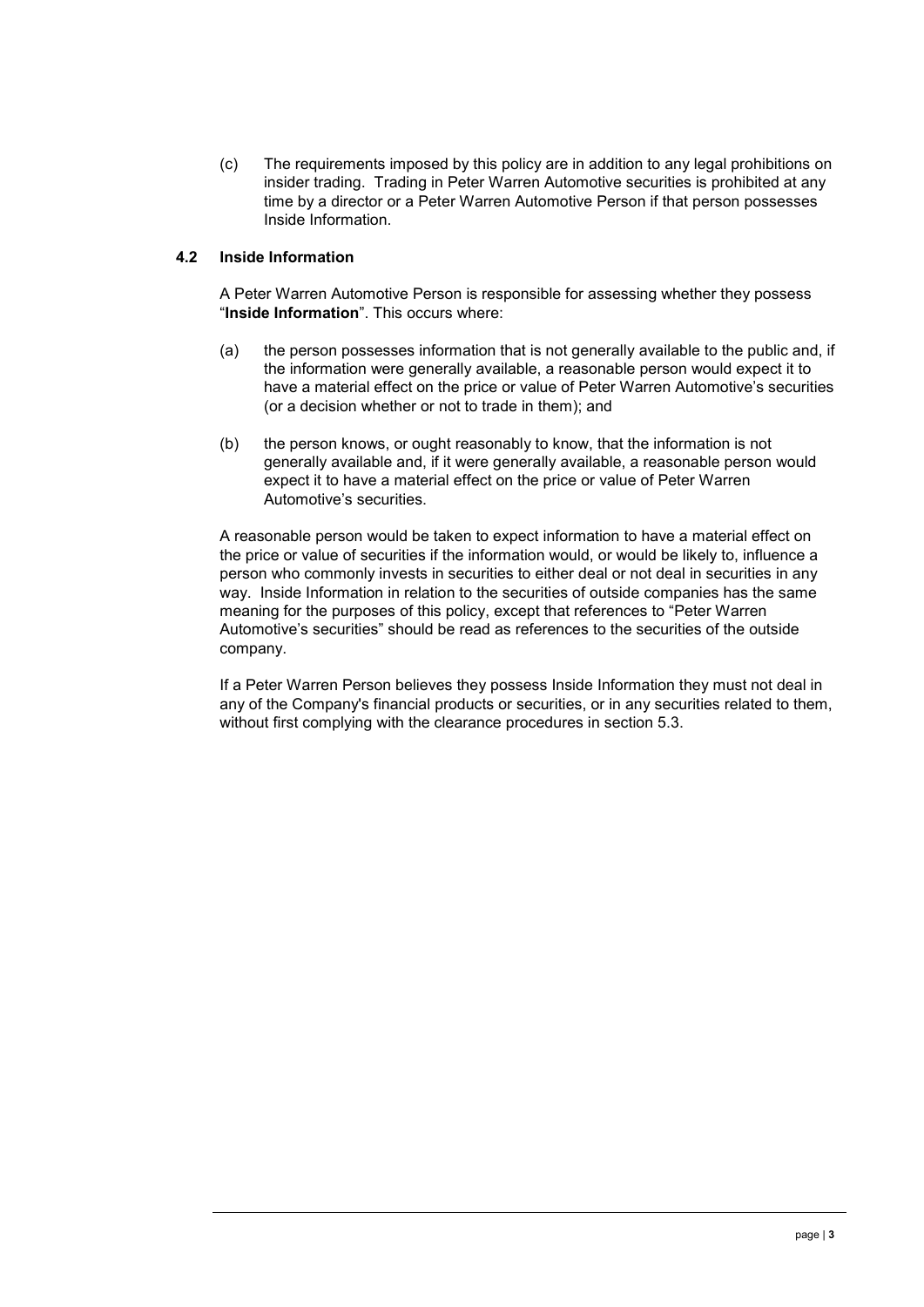(c) The requirements imposed by this policy are in addition to any legal prohibitions on insider trading. Trading in Peter Warren Automotive securities is prohibited at any time by a director or a Peter Warren Automotive Person if that person possesses Inside Information.

### 4.2 Inside Information

A Peter Warren Automotive Person is responsible for assessing whether they possess "**Inside Information**". This occurs where:

(a) the person possesses information that is not generally available to the public and, if the information were generally available, a reasonable person would expect it to have a material effect on the price or value of Peter Warren Automotive's securities (or a decision whether or not to trade in them); and

(b) the person knows, or ought reasonably to know, that the information is not generally available and, if it were generally available, a reasonable person would expect it to have a material effect on the price or value of Peter Warren Automotive's securities.

A reasonable person would be taken to expect information to have a material effect on the price or value of securities if the information would, or would be likely to, influence a person who commonly invests in securities to either deal or not deal in securities in any way. Inside Information in relation to the securities of outside companies has the same meaning for the purposes of this policy, except that references to "Peter Warren Automotive's securities" should be read as references to the securities of the outside company.

If a Peter Warren Person believes they possess Inside Information they must not deal in any of the Company's financial products or securities, or in any securities related to them, without first complying with the clearance procedures in section 5.3.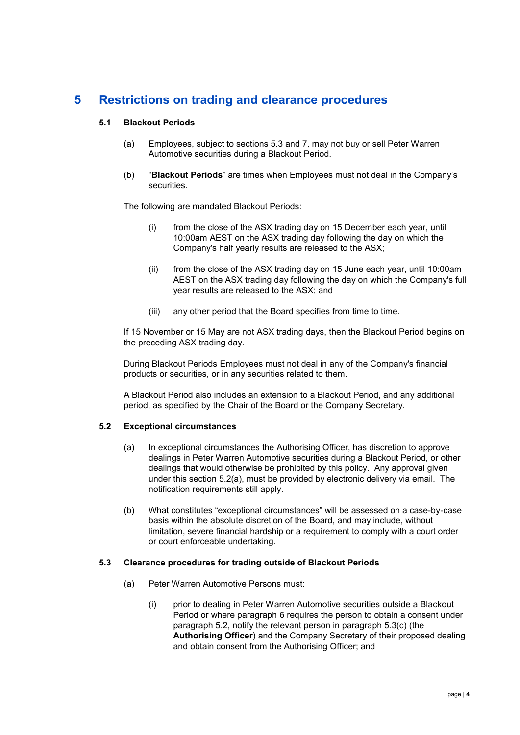## 5 Restrictions on trading and clearance procedures

### 5.1 Blackout Periods

(a) Employees, subject to sections 5.3 and 7, may not buy or sell Peter Warren Automotive securities during a Blackout Period.

(b) "**Blackout Periods**" are times when Employees must not deal in the Company's securities.

The following are mandated Blackout Periods:

(i) from the close of the ASX trading day on 15 December each year, until 10:00am AEST on the ASX trading day following the day on which the Company's half yearly results are released to the ASX;

(ii) from the close of the ASX trading day on 15 June each year, until 10:00am AEST on the ASX trading day following the day on which the Company's full year results are released to the ASX; and

(iii) any other period that the Board specifies from time to time.

If 15 November or 15 May are not ASX trading days, then the Blackout Period begins on the preceding ASX trading day.

During Blackout Periods Employees must not deal in any of the Company's financial products or securities, or in any securities related to them.

A Blackout Period also includes an extension to a Blackout Period, and any additional period, as specified by the Chair of the Board or the Company Secretary.

### 5.2 Exceptional circumstances

(a) In exceptional circumstances the Authorising Officer, has discretion to approve dealings in Peter Warren Automotive securities during a Blackout Period, or other dealings that would otherwise be prohibited by this policy. Any approval given under this section 5.2(a), must be provided by electronic delivery via email. The notification requirements still apply.

(b) What constitutes "exceptional circumstances" will be assessed on a case-by-case basis within the absolute discretion of the Board, and may include, without limitation, severe financial hardship or a requirement to comply with a court order or court enforceable undertaking.

### 5.3 Clearance procedures for trading outside of Blackout Periods

(a) Peter Warren Automotive Persons must:

(i) prior to dealing in Peter Warren Automotive securities outside a Blackout Period or where paragraph 6 requires the person to obtain a consent under paragraph 5.2, notify the relevant person in paragraph 5.3(c) (the **Authorising Officer**) and the Company Secretary of their proposed dealing and obtain consent from the Authorising Officer; and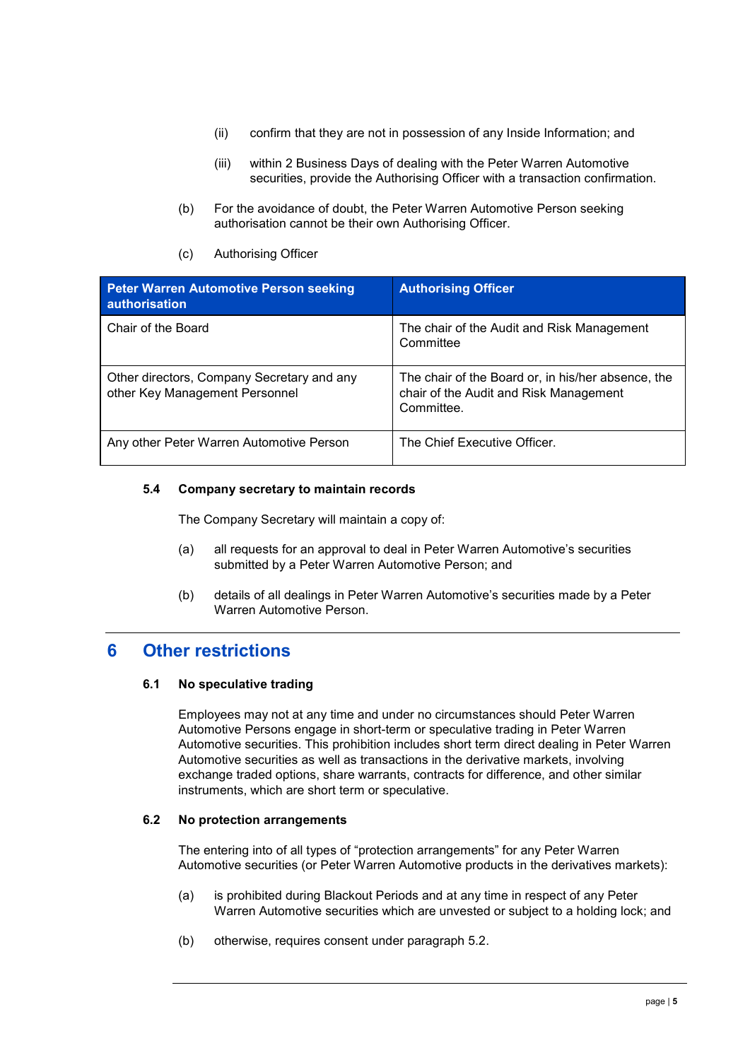(ii) confirm that they are not in possession of any Inside Information; and

(iii) within 2 Business Days of dealing with the Peter Warren Automotive securities, provide the Authorising Officer with a transaction confirmation.

(b) For the avoidance of doubt, the Peter Warren Automotive Person seeking authorisation cannot be their own Authorising Officer.

(c) Authorising Officer

| Peter Warren Automotive Person seeking authorisation | Authorising Officer |
|---|---|
| Chair of the Board | The chair of the Audit and Risk Management Committee |
| Other directors, Company Secretary and any other Key Management Personnel | The chair of the Board or, in his/her absence, the chair of the Audit and Risk Management Committee. |
| Any other Peter Warren Automotive Person | The Chief Executive Officer. |

### 5.4 Company secretary to maintain records

The Company Secretary will maintain a copy of:

(a) all requests for an approval to deal in Peter Warren Automotive's securities submitted by a Peter Warren Automotive Person; and

(b) details of all dealings in Peter Warren Automotive's securities made by a Peter Warren Automotive Person.

## 6 Other restrictions

### 6.1 No speculative trading

Employees may not at any time and under no circumstances should Peter Warren Automotive Persons engage in short-term or speculative trading in Peter Warren Automotive securities. This prohibition includes short term direct dealing in Peter Warren Automotive securities as well as transactions in the derivative markets, involving exchange traded options, share warrants, contracts for difference, and other similar instruments, which are short term or speculative.

### 6.2 No protection arrangements

The entering into of all types of "protection arrangements" for any Peter Warren Automotive securities (or Peter Warren Automotive products in the derivatives markets):

(a) is prohibited during Blackout Periods and at any time in respect of any Peter Warren Automotive securities which are unvested or subject to a holding lock; and

(b) otherwise, requires consent under paragraph 5.2.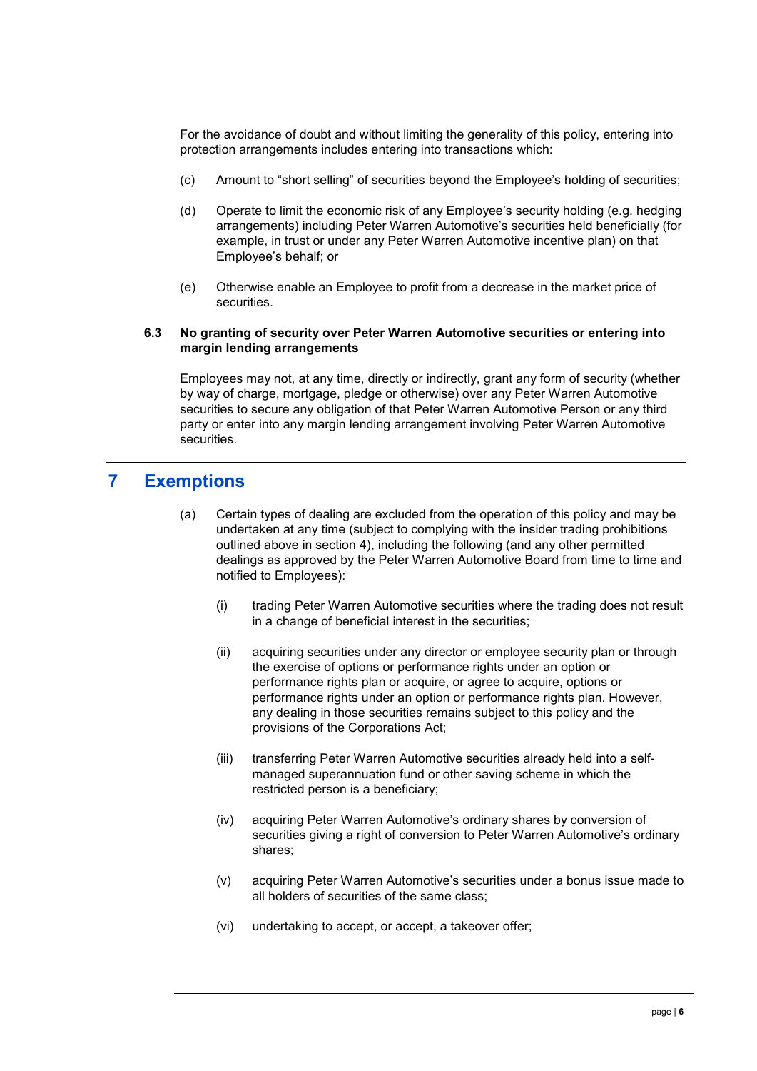For the avoidance of doubt and without limiting the generality of this policy, entering into protection arrangements includes entering into transactions which:

(c) Amount to "short selling" of securities beyond the Employee's holding of securities;

(d) Operate to limit the economic risk of any Employee's security holding (e.g. hedging arrangements) including Peter Warren Automotive's securities held beneficially (for example, in trust or under any Peter Warren Automotive incentive plan) on that Employee's behalf; or

(e) Otherwise enable an Employee to profit from a decrease in the market price of securities.

### 6.3 No granting of security over Peter Warren Automotive securities or entering into margin lending arrangements

Employees may not, at any time, directly or indirectly, grant any form of security (whether by way of charge, mortgage, pledge or otherwise) over any Peter Warren Automotive securities to secure any obligation of that Peter Warren Automotive Person or any third party or enter into any margin lending arrangement involving Peter Warren Automotive securities.

## 7 Exemptions

(a) Certain types of dealing are excluded from the operation of this policy and may be undertaken at any time (subject to complying with the insider trading prohibitions outlined above in section 4), including the following (and any other permitted dealings as approved by the Peter Warren Automotive Board from time to time and notified to Employees):

(i) trading Peter Warren Automotive securities where the trading does not result in a change of beneficial interest in the securities;

(ii) acquiring securities under any director or employee security plan or through the exercise of options or performance rights under an option or performance rights plan or acquire, or agree to acquire, options or performance rights under an option or performance rights plan. However, any dealing in those securities remains subject to this policy and the provisions of the Corporations Act;

(iii) transferring Peter Warren Automotive securities already held into a self-managed superannuation fund or other saving scheme in which the restricted person is a beneficiary;

(iv) acquiring Peter Warren Automotive's ordinary shares by conversion of securities giving a right of conversion to Peter Warren Automotive's ordinary shares;

(v) acquiring Peter Warren Automotive's securities under a bonus issue made to all holders of securities of the same class;

(vi) undertaking to accept, or accept, a takeover offer;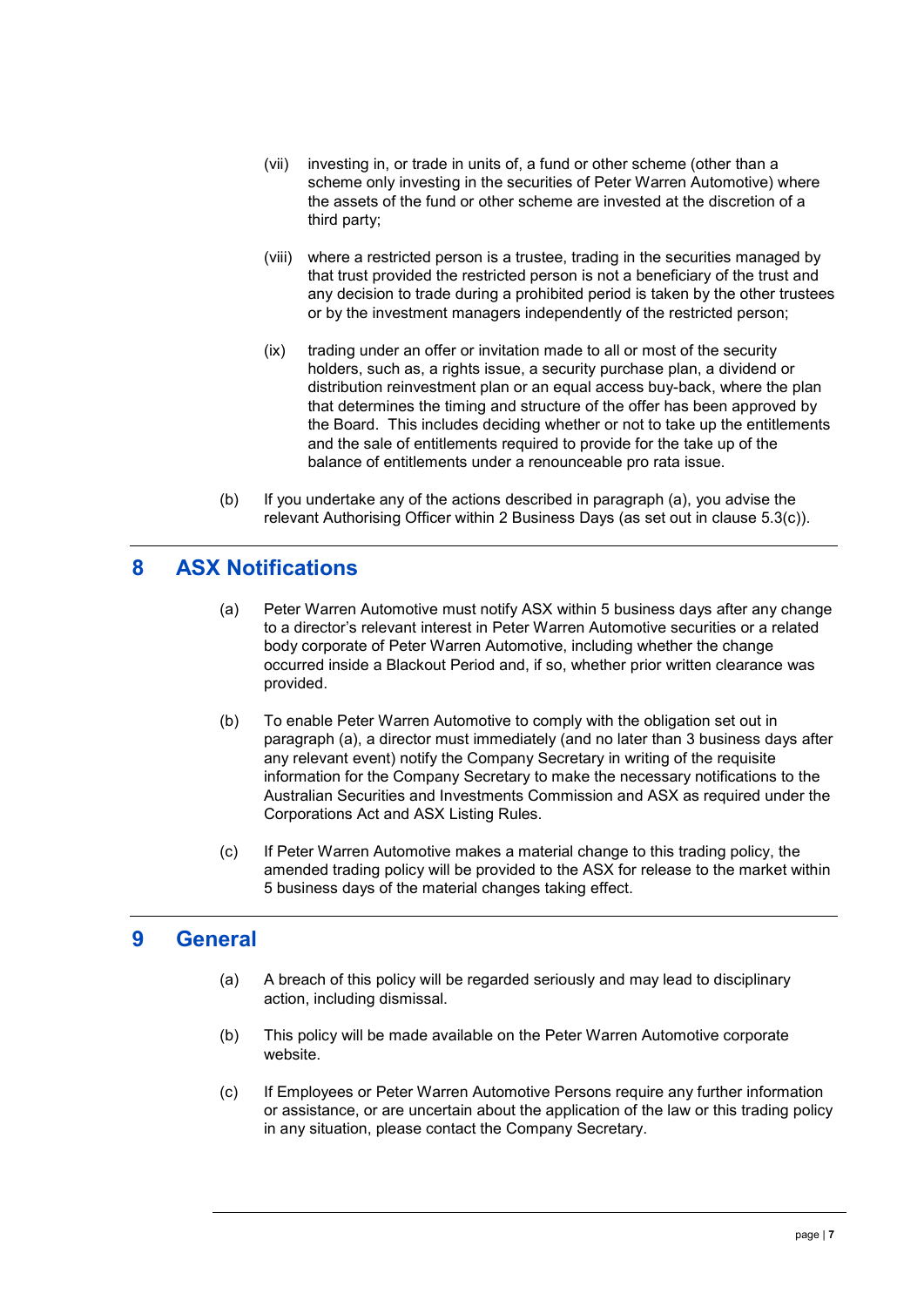(vii) investing in, or trade in units of, a fund or other scheme (other than a scheme only investing in the securities of Peter Warren Automotive) where the assets of the fund or other scheme are invested at the discretion of a third party;

(viii) where a restricted person is a trustee, trading in the securities managed by that trust provided the restricted person is not a beneficiary of the trust and any decision to trade during a prohibited period is taken by the other trustees or by the investment managers independently of the restricted person;

(ix) trading under an offer or invitation made to all or most of the security holders, such as, a rights issue, a security purchase plan, a dividend or distribution reinvestment plan or an equal access buy-back, where the plan that determines the timing and structure of the offer has been approved by the Board. This includes deciding whether or not to take up the entitlements and the sale of entitlements required to provide for the take up of the balance of entitlements under a renounceable pro rata issue.

(b) If you undertake any of the actions described in paragraph (a), you advise the relevant Authorising Officer within 2 Business Days (as set out in clause 5.3(c)).

## 8 ASX Notifications

(a) Peter Warren Automotive must notify ASX within 5 business days after any change to a director's relevant interest in Peter Warren Automotive securities or a related body corporate of Peter Warren Automotive, including whether the change occurred inside a Blackout Period and, if so, whether prior written clearance was provided.

(b) To enable Peter Warren Automotive to comply with the obligation set out in paragraph (a), a director must immediately (and no later than 3 business days after any relevant event) notify the Company Secretary in writing of the requisite information for the Company Secretary to make the necessary notifications to the Australian Securities and Investments Commission and ASX as required under the Corporations Act and ASX Listing Rules.

(c) If Peter Warren Automotive makes a material change to this trading policy, the amended trading policy will be provided to the ASX for release to the market within 5 business days of the material changes taking effect.

## 9 General

(a) A breach of this policy will be regarded seriously and may lead to disciplinary action, including dismissal.

(b) This policy will be made available on the Peter Warren Automotive corporate website.

(c) If Employees or Peter Warren Automotive Persons require any further information or assistance, or are uncertain about the application of the law or this trading policy in any situation, please contact the Company Secretary.